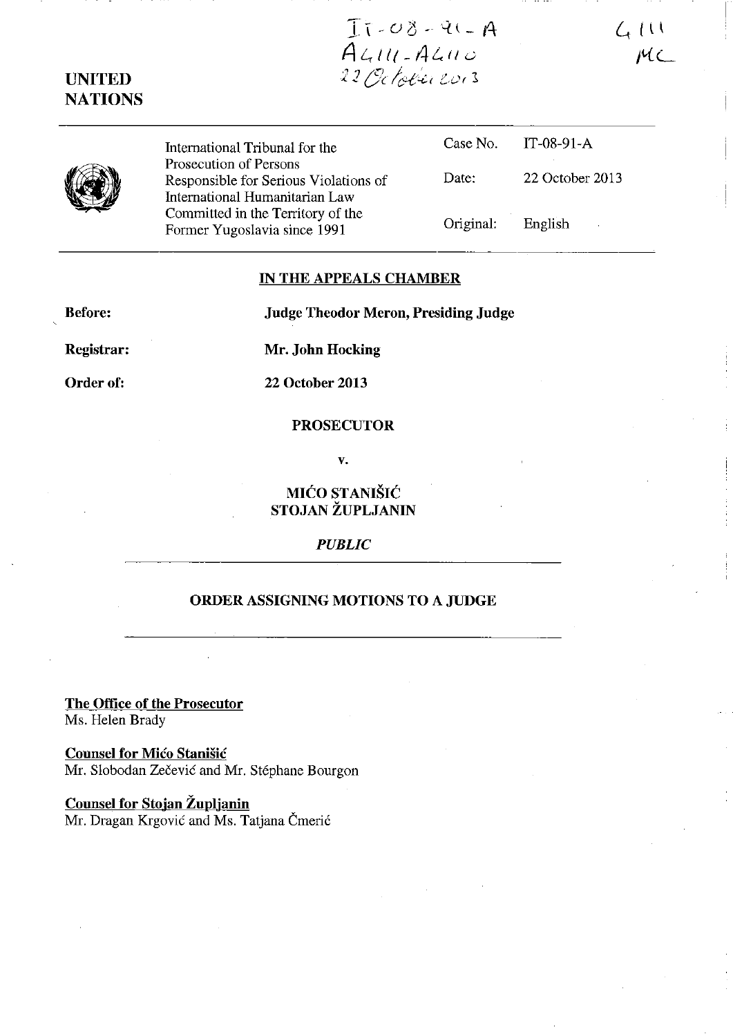IT-08-91-A
A4111-A4110
22 October 2013

4111
MC

**UNITED NATIONS**

| International Tribunal for the Prosecution of Persons Responsible for Serious Violations of International Humanitarian Law Committed in the Territory of the Former Yugoslavia since 1991 | Case No. | IT-08-91-A |
|---|---|---|
| | Date: | 22 October 2013 |
| | Original: | English |

## IN THE APPEALS CHAMBER

**Before:** **Judge Theodor Meron, Presiding Judge**

**Registrar:** **Mr. John Hocking**

**Order of:** **22 October 2013**

**PROSECUTOR**

**v.**

**MIĆO STANIŠIĆ**
**STOJAN ŽUPLJANIN**

*PUBLIC*

## ORDER ASSIGNING MOTIONS TO A JUDGE

**The Office of the Prosecutor**
Ms. Helen Brady

**Counsel for Mićo Stanišić**
Mr. Slobodan Zečević and Mr. Stéphane Bourgon

**Counsel for Stojan Župljanin**
Mr. Dragan Krgović and Ms. Tatjana Čmerić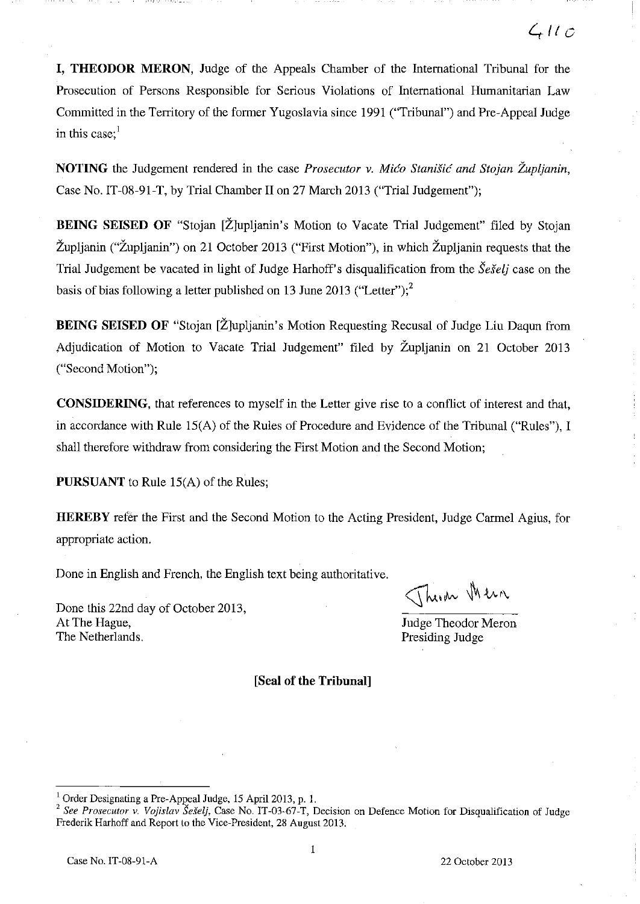**I, THEODOR MERON**, Judge of the Appeals Chamber of the International Tribunal for the Prosecution of Persons Responsible for Serious Violations of International Humanitarian Law Committed in the Territory of the former Yugoslavia since 1991 ("Tribunal") and Pre-Appeal Judge in this case;[1]

**NOTING** the Judgement rendered in the case *Prosecutor v. Mićo Stanišić and Stojan Župljanin*, Case No. IT-08-91-T, by Trial Chamber II on 27 March 2013 ("Trial Judgement");

**BEING SEISED OF** "Stojan [Ž]upljanin's Motion to Vacate Trial Judgement" filed by Stojan Župljanin ("Župljanin") on 21 October 2013 ("First Motion"), in which Župljanin requests that the Trial Judgement be vacated in light of Judge Harhoff's disqualification from the *Šešelj* case on the basis of bias following a letter published on 13 June 2013 ("Letter");[2]

**BEING SEISED OF** "Stojan [Ž]upljanin's Motion Requesting Recusal of Judge Liu Daqun from Adjudication of Motion to Vacate Trial Judgement" filed by Župljanin on 21 October 2013 ("Second Motion");

**CONSIDERING**, that references to myself in the Letter give rise to a conflict of interest and that, in accordance with Rule 15(A) of the Rules of Procedure and Evidence of the Tribunal ("Rules"), I shall therefore withdraw from considering the First Motion and the Second Motion;

**PURSUANT** to Rule 15(A) of the Rules;

**HEREBY** refer the First and the Second Motion to the Acting President, Judge Carmel Agius, for appropriate action.

Done in English and French, the English text being authoritative.

Done this 22nd day of October 2013,
At The Hague,
The Netherlands.

Judge Theodor Meron
Presiding Judge

**[Seal of the Tribunal]**

---

[1] Order Designating a Pre-Appeal Judge, 15 April 2013, p. 1.

[2] *See Prosecutor v. Vojislav Šešelj*, Case No. IT-03-67-T, Decision on Defence Motion for Disqualification of Judge Frederik Harhoff and Report to the Vice-President, 28 August 2013.